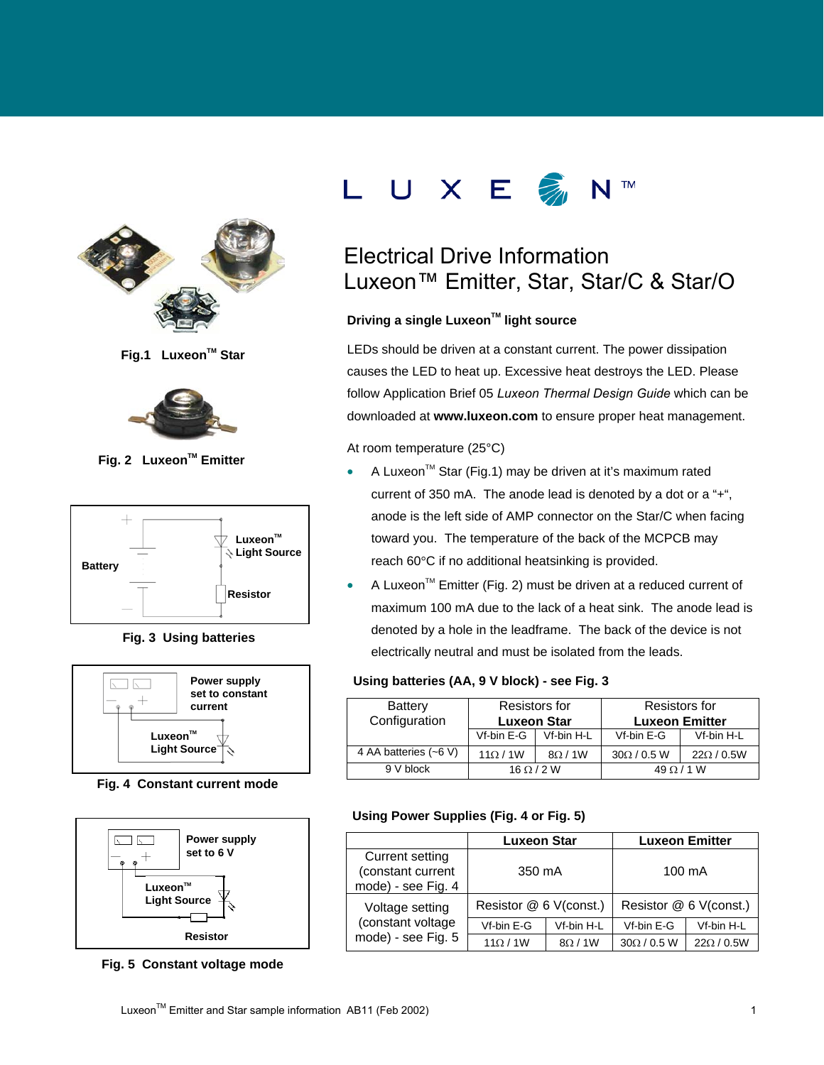LUXEON™

# Electrical Drive Information
# Luxeon™ Emitter, Star, Star/C & Star/O

Fig.1 Luxeon™ Star

Fig. 2 Luxeon™ Emitter

Battery

Luxeon™ Light Source

Resistor

Fig. 3 Using batteries

Power supply set to constant current

Luxeon™ Light Source

Fig. 4 Constant current mode

Power supply set to 6 V

Luxeon™ Light Source

Resistor

Fig. 5 Constant voltage mode

### Driving a single Luxeon™ light source

LEDs should be driven at a constant current. The power dissipation causes the LED to heat up. Excessive heat destroys the LED. Please follow Application Brief 05 *Luxeon Thermal Design Guide* which can be downloaded at **www.luxeon.com** to ensure proper heat management.

At room temperature (25°C)

- A Luxeon™ Star (Fig.1) may be driven at it's maximum rated current of 350 mA. The anode lead is denoted by a dot or a "+", anode is the left side of AMP connector on the Star/C when facing toward you. The temperature of the back of the MCPCB may reach 60°C if no additional heatsinking is provided.
- A Luxeon™ Emitter (Fig. 2) must be driven at a reduced current of maximum 100 mA due to the lack of a heat sink. The anode lead is denoted by a hole in the leadframe. The back of the device is not electrically neutral and must be isolated from the leads.

### Using batteries (AA, 9 V block) - see Fig. 3

| Battery Configuration | Resistors for **Luxeon Star** | | Resistors for **Luxeon Emitter** | |
|---|---|---|---|---|
| | Vf-bin E-G | Vf-bin H-L | Vf-bin E-G | Vf-bin H-L |
| 4 AA batteries (~6 V) | 11Ω / 1W | 8Ω / 1W | 30Ω / 0.5 W | 22Ω / 0.5W |
| 9 V block | 16 Ω / 2 W | | 49 Ω / 1 W | |

### Using Power Supplies (Fig. 4 or Fig. 5)

| | **Luxeon Star** | | **Luxeon Emitter** | |
|---|---|---|---|---|
| Current setting (constant current mode) - see Fig. 4 | 350 mA | | 100 mA | |
| Voltage setting (constant voltage mode) - see Fig. 5 | Resistor @ 6 V(const.) | | Resistor @ 6 V(const.) | |
| | Vf-bin E-G | Vf-bin H-L | Vf-bin E-G | Vf-bin H-L |
| | 11Ω / 1W | 8Ω / 1W | 30Ω / 0.5 W | 22Ω / 0.5W |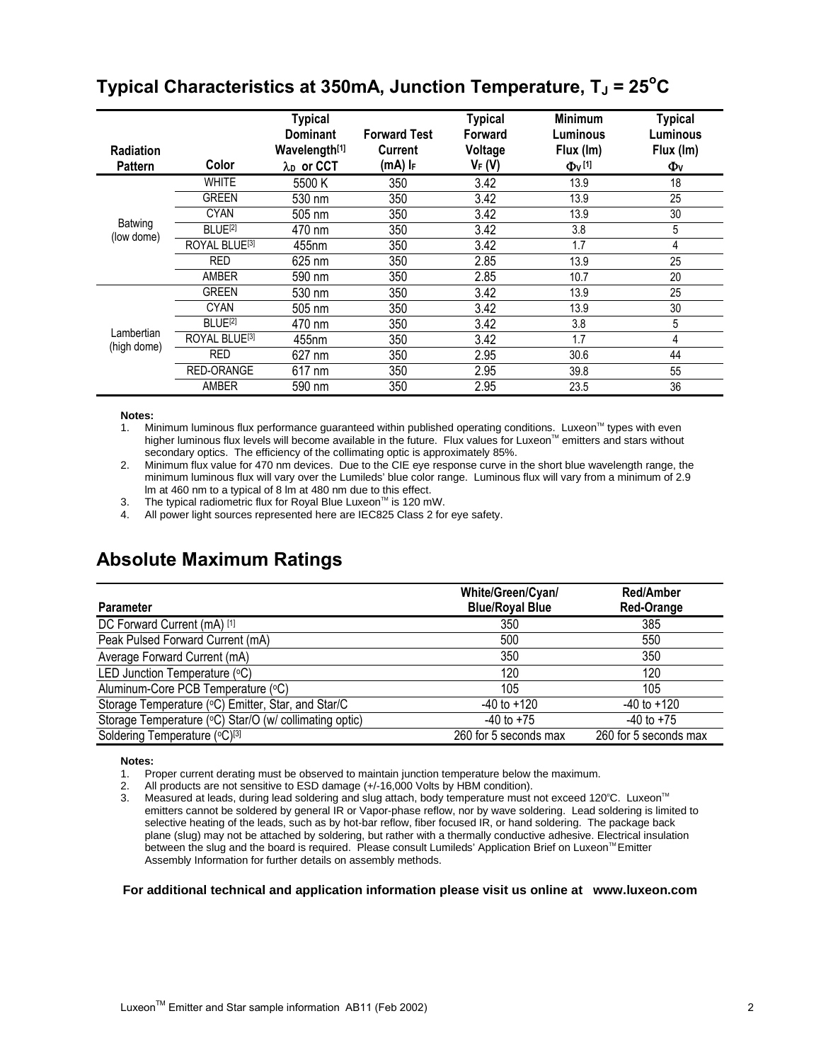## Typical Characteristics at 350mA, Junction Temperature, $T_J = 25^oC$

| Radiation Pattern | Color | Typical Dominant Wavelength[1] $\lambda_D$ or CCT | Forward Test Current (mA) $I_F$ | Typical Forward Voltage $V_F$ (V) | Minimum Luminous Flux (lm) $\Phi_V$ [1] | Typical Luminous Flux (lm) $\Phi_V$ |
|---|---|---|---|---|---|---|
| Batwing (low dome) | WHITE | 5500 K | 350 | 3.42 | 13.9 | 18 |
| | GREEN | 530 nm | 350 | 3.42 | 13.9 | 25 |
| | CYAN | 505 nm | 350 | 3.42 | 13.9 | 30 |
| | BLUE[2] | 470 nm | 350 | 3.42 | 3.8 | 5 |
| | ROYAL BLUE[3] | 455nm | 350 | 3.42 | 1.7 | 4 |
| | RED | 625 nm | 350 | 2.85 | 13.9 | 25 |
| | AMBER | 590 nm | 350 | 2.85 | 10.7 | 20 |
| Lambertian (high dome) | GREEN | 530 nm | 350 | 3.42 | 13.9 | 25 |
| | CYAN | 505 nm | 350 | 3.42 | 13.9 | 30 |
| | BLUE[2] | 470 nm | 350 | 3.42 | 3.8 | 5 |
| | ROYAL BLUE[3] | 455nm | 350 | 3.42 | 1.7 | 4 |
| | RED | 627 nm | 350 | 2.95 | 30.6 | 44 |
| | RED-ORANGE | 617 nm | 350 | 2.95 | 39.8 | 55 |
| | AMBER | 590 nm | 350 | 2.95 | 23.5 | 36 |

**Notes:**

1. Minimum luminous flux performance guaranteed within published operating conditions. Luxeon™ types with even higher luminous flux levels will become available in the future. Flux values for Luxeon™ emitters and stars without secondary optics. The efficiency of the collimating optic is approximately 85%.
2. Minimum flux value for 470 nm devices. Due to the CIE eye response curve in the short blue wavelength range, the minimum luminous flux will vary over the Lumileds' blue color range. Luminous flux will vary from a minimum of 2.9 lm at 460 nm to a typical of 8 lm at 480 nm due to this effect.
3. The typical radiometric flux for Royal Blue Luxeon™ is 120 mW.
4. All power light sources represented here are IEC825 Class 2 for eye safety.

## Absolute Maximum Ratings

| Parameter | White/Green/Cyan/ Blue/Royal Blue | Red/Amber Red-Orange |
|---|---|---|
| DC Forward Current (mA) [1] | 350 | 385 |
| Peak Pulsed Forward Current (mA) | 500 | 550 |
| Average Forward Current (mA) | 350 | 350 |
| LED Junction Temperature (°C) | 120 | 120 |
| Aluminum-Core PCB Temperature (°C) | 105 | 105 |
| Storage Temperature (°C) Emitter, Star, and Star/C | -40 to +120 | -40 to +120 |
| Storage Temperature (°C) Star/O (w/ collimating optic) | -40 to +75 | -40 to +75 |
| Soldering Temperature (°C)[3] | 260 for 5 seconds max | 260 for 5 seconds max |

**Notes:**

1. Proper current derating must be observed to maintain junction temperature below the maximum.
2. All products are not sensitive to ESD damage (+/-16,000 Volts by HBM condition).
3. Measured at leads, during lead soldering and slug attach, body temperature must not exceed 120°C. Luxeon™ emitters cannot be soldered by general IR or Vapor-phase reflow, nor by wave soldering. Lead soldering is limited to selective heating of the leads, such as by hot-bar reflow, fiber focused IR, or hand soldering. The package back plane (slug) may not be attached by soldering, but rather with a thermally conductive adhesive. Electrical insulation between the slug and the board is required. Please consult Lumileds' Application Brief on Luxeon™ Emitter Assembly Information for further details on assembly methods.

**For additional technical and application information please visit us online at www.luxeon.com**